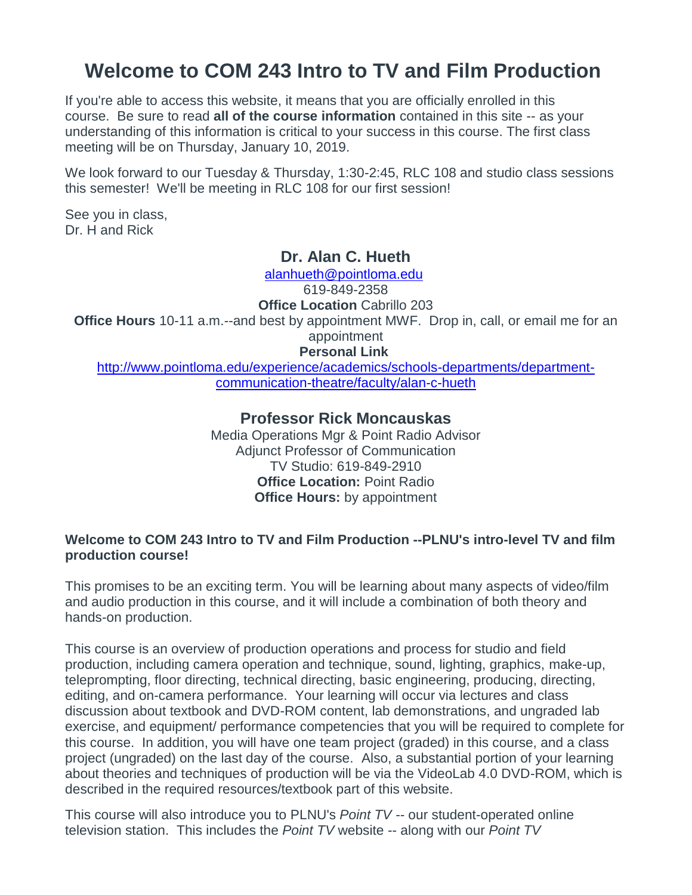# Welcome to COM 243 Intro to TV and Film Production

If you're able to access this website, it means that you are officially enrolled in this course. Be sure to read **all of the course information** contained in this site -- as your understanding of this information is critical to your success in this course. The first class meeting will be on Thursday, January 10, 2019.

We look forward to our Tuesday & Thursday, 1:30-2:45, RLC 108 and studio class sessions this semester! We'll be meeting in RLC 108 for our first session!

See you in class,
Dr. H and Rick

### Dr. Alan C. Hueth

alanhueth@pointloma.edu
619-849-2358
**Office Location** Cabrillo 203
**Office Hours** 10-11 a.m.--and best by appointment MWF. Drop in, call, or email me for an appointment
**Personal Link**
http://www.pointloma.edu/experience/academics/schools-departments/department-communication-theatre/faculty/alan-c-hueth

### Professor Rick Moncauskas

Media Operations Mgr & Point Radio Advisor
Adjunct Professor of Communication
TV Studio: 619-849-2910
**Office Location:** Point Radio
**Office Hours:** by appointment

**Welcome to COM 243 Intro to TV and Film Production --PLNU's intro-level TV and film production course!**

This promises to be an exciting term. You will be learning about many aspects of video/film and audio production in this course, and it will include a combination of both theory and hands-on production.

This course is an overview of production operations and process for studio and field production, including camera operation and technique, sound, lighting, graphics, make-up, teleprompting, floor directing, technical directing, basic engineering, producing, directing, editing, and on-camera performance. Your learning will occur via lectures and class discussion about textbook and DVD-ROM content, lab demonstrations, and ungraded lab exercise, and equipment/ performance competencies that you will be required to complete for this course. In addition, you will have one team project (graded) in this course, and a class project (ungraded) on the last day of the course. Also, a substantial portion of your learning about theories and techniques of production will be via the VideoLab 4.0 DVD-ROM, which is described in the required resources/textbook part of this website.

This course will also introduce you to PLNU's *Point TV* -- our student-operated online television station. This includes the *Point TV* website -- along with our *Point TV*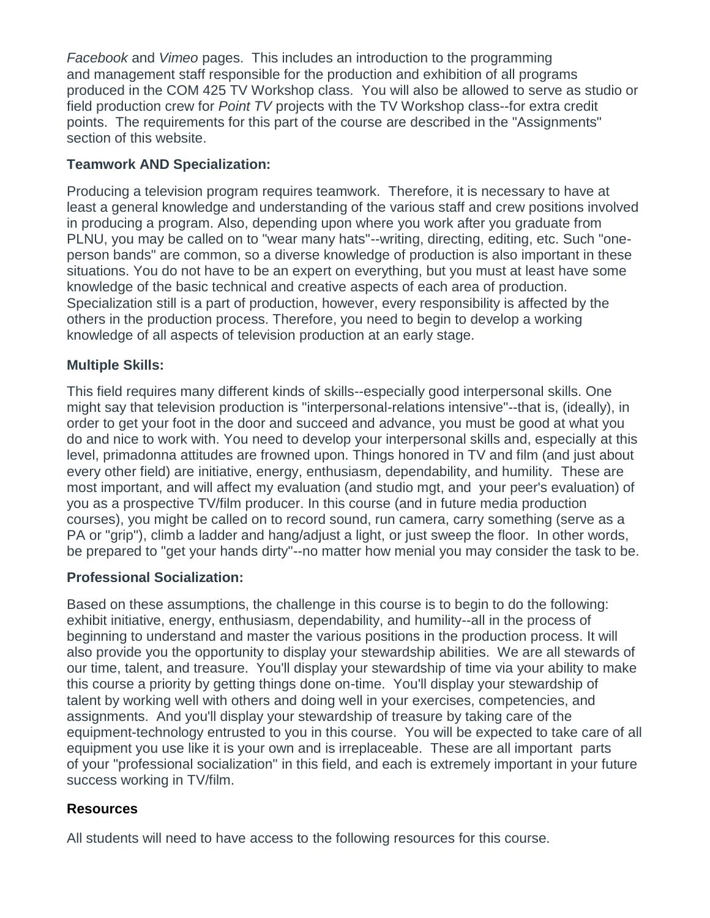*Facebook* and *Vimeo* pages. This includes an introduction to the programming and management staff responsible for the production and exhibition of all programs produced in the COM 425 TV Workshop class. You will also be allowed to serve as studio or field production crew for *Point TV* projects with the TV Workshop class--for extra credit points. The requirements for this part of the course are described in the "Assignments" section of this website.

**Teamwork AND Specialization:**

Producing a television program requires teamwork. Therefore, it is necessary to have at least a general knowledge and understanding of the various staff and crew positions involved in producing a program. Also, depending upon where you work after you graduate from PLNU, you may be called on to "wear many hats"--writing, directing, editing, etc. Such "one-person bands" are common, so a diverse knowledge of production is also important in these situations. You do not have to be an expert on everything, but you must at least have some knowledge of the basic technical and creative aspects of each area of production. Specialization still is a part of production, however, every responsibility is affected by the others in the production process. Therefore, you need to begin to develop a working knowledge of all aspects of television production at an early stage.

**Multiple Skills:**

This field requires many different kinds of skills--especially good interpersonal skills. One might say that television production is "interpersonal-relations intensive"--that is, (ideally), in order to get your foot in the door and succeed and advance, you must be good at what you do and nice to work with. You need to develop your interpersonal skills and, especially at this level, primadonna attitudes are frowned upon. Things honored in TV and film (and just about every other field) are initiative, energy, enthusiasm, dependability, and humility. These are most important, and will affect my evaluation (and studio mgt, and your peer's evaluation) of you as a prospective TV/film producer. In this course (and in future media production courses), you might be called on to record sound, run camera, carry something (serve as a PA or "grip"), climb a ladder and hang/adjust a light, or just sweep the floor. In other words, be prepared to "get your hands dirty"--no matter how menial you may consider the task to be.

**Professional Socialization:**

Based on these assumptions, the challenge in this course is to begin to do the following: exhibit initiative, energy, enthusiasm, dependability, and humility--all in the process of beginning to understand and master the various positions in the production process. It will also provide you the opportunity to display your stewardship abilities. We are all stewards of our time, talent, and treasure. You'll display your stewardship of time via your ability to make this course a priority by getting things done on-time. You'll display your stewardship of talent by working well with others and doing well in your exercises, competencies, and assignments. And you'll display your stewardship of treasure by taking care of the equipment-technology entrusted to you in this course. You will be expected to take care of all equipment you use like it is your own and is irreplaceable. These are all important parts of your "professional socialization" in this field, and each is extremely important in your future success working in TV/film.

**Resources**

All students will need to have access to the following resources for this course.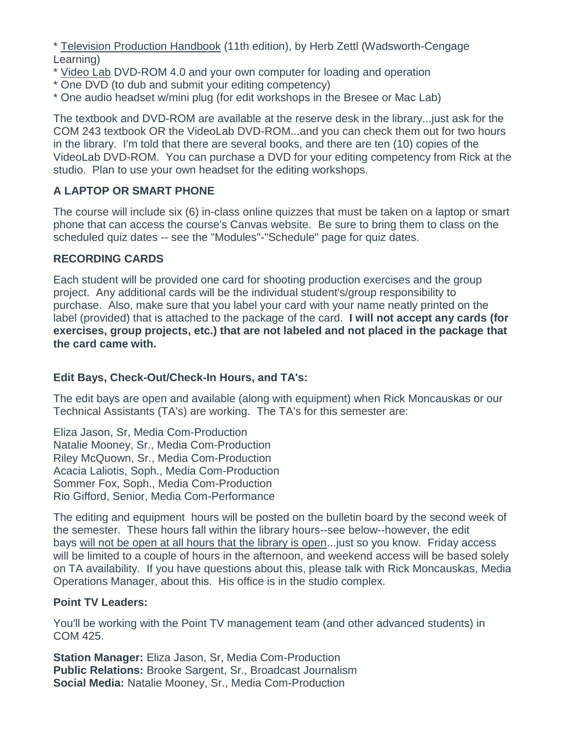* Television Production Handbook (11th edition), by Herb Zettl (Wadsworth-Cengage Learning)
* Video Lab DVD-ROM 4.0 and your own computer for loading and operation
* One DVD (to dub and submit your editing competency)
* One audio headset w/mini plug (for edit workshops in the Bresee or Mac Lab)

The textbook and DVD-ROM are available at the reserve desk in the library...just ask for the COM 243 textbook OR the VideoLab DVD-ROM...and you can check them out for two hours in the library. I'm told that there are several books, and there are ten (10) copies of the VideoLab DVD-ROM. You can purchase a DVD for your editing competency from Rick at the studio. Plan to use your own headset for the editing workshops.

### A LAPTOP OR SMART PHONE

The course will include six (6) in-class online quizzes that must be taken on a laptop or smart phone that can access the course's Canvas website. Be sure to bring them to class on the scheduled quiz dates -- see the "Modules"-"Schedule" page for quiz dates.

### RECORDING CARDS

Each student will be provided one card for shooting production exercises and the group project. Any additional cards will be the individual student's/group responsibility to purchase. Also, make sure that you label your card with your name neatly printed on the label (provided) that is attached to the package of the card. **I will not accept any cards (for exercises, group projects, etc.) that are not labeled and not placed in the package that the card came with.**

### Edit Bays, Check-Out/Check-In Hours, and TA's:

The edit bays are open and available (along with equipment) when Rick Moncauskas or our Technical Assistants (TA's) are working. The TA's for this semester are:

Eliza Jason, Sr, Media Com-Production
Natalie Mooney, Sr., Media Com-Production
Riley McQuown, Sr., Media Com-Production
Acacia Laliotis, Soph., Media Com-Production
Sommer Fox, Soph., Media Com-Production
Rio Gifford, Senior, Media Com-Performance

The editing and equipment hours will be posted on the bulletin board by the second week of the semester. These hours fall within the library hours--see below--however, the edit bays will not be open at all hours that the library is open...just so you know. Friday access will be limited to a couple of hours in the afternoon, and weekend access will be based solely on TA availability. If you have questions about this, please talk with Rick Moncauskas, Media Operations Manager, about this. His office is in the studio complex.

### Point TV Leaders:

You'll be working with the Point TV management team (and other advanced students) in COM 425.

**Station Manager:** Eliza Jason, Sr, Media Com-Production
**Public Relations:** Brooke Sargent, Sr., Broadcast Journalism
**Social Media:** Natalie Mooney, Sr., Media Com-Production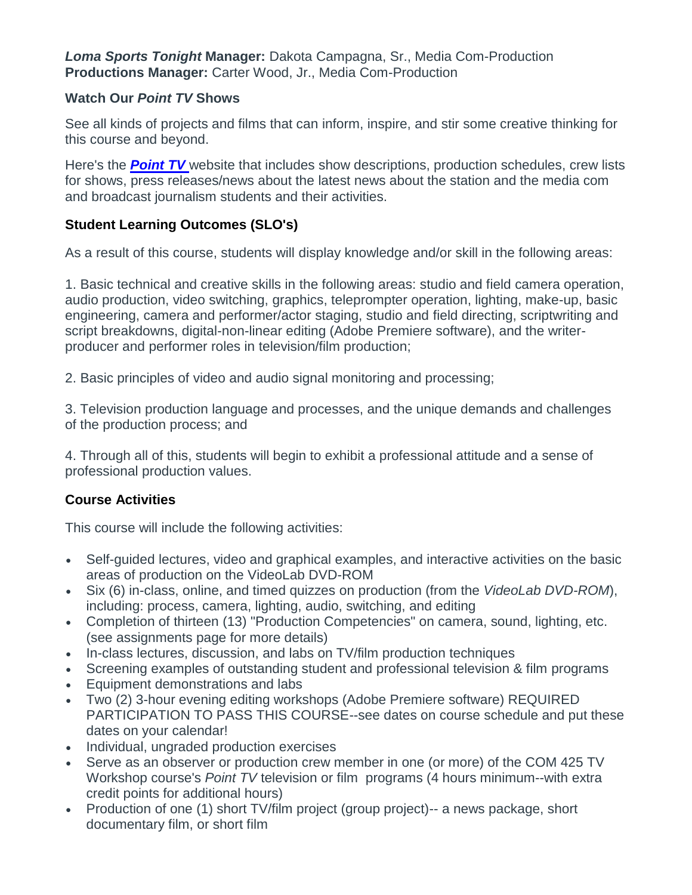***Loma Sports Tonight* Manager:** Dakota Campagna, Sr., Media Com-Production
**Productions Manager:** Carter Wood, Jr., Media Com-Production

### Watch Our *Point TV* Shows

See all kinds of projects and films that can inform, inspire, and stir some creative thinking for this course and beyond.

Here's the ***Point TV*** website that includes show descriptions, production schedules, crew lists for shows, press releases/news about the latest news about the station and the media com and broadcast journalism students and their activities.

### Student Learning Outcomes (SLO's)

As a result of this course, students will display knowledge and/or skill in the following areas:

1. Basic technical and creative skills in the following areas: studio and field camera operation, audio production, video switching, graphics, teleprompter operation, lighting, make-up, basic engineering, camera and performer/actor staging, studio and field directing, scriptwriting and script breakdowns, digital-non-linear editing (Adobe Premiere software), and the writer-producer and performer roles in television/film production;

2. Basic principles of video and audio signal monitoring and processing;

3. Television production language and processes, and the unique demands and challenges of the production process; and

4. Through all of this, students will begin to exhibit a professional attitude and a sense of professional production values.

### Course Activities

This course will include the following activities:

- Self-guided lectures, video and graphical examples, and interactive activities on the basic areas of production on the VideoLab DVD-ROM
- Six (6) in-class, online, and timed quizzes on production (from the *VideoLab DVD-ROM*), including: process, camera, lighting, audio, switching, and editing
- Completion of thirteen (13) "Production Competencies" on camera, sound, lighting, etc. (see assignments page for more details)
- In-class lectures, discussion, and labs on TV/film production techniques
- Screening examples of outstanding student and professional television & film programs
- Equipment demonstrations and labs
- Two (2) 3-hour evening editing workshops (Adobe Premiere software) REQUIRED PARTICIPATION TO PASS THIS COURSE--see dates on course schedule and put these dates on your calendar!
- Individual, ungraded production exercises
- Serve as an observer or production crew member in one (or more) of the COM 425 TV Workshop course's *Point TV* television or film programs (4 hours minimum--with extra credit points for additional hours)
- Production of one (1) short TV/film project (group project)-- a news package, short documentary film, or short film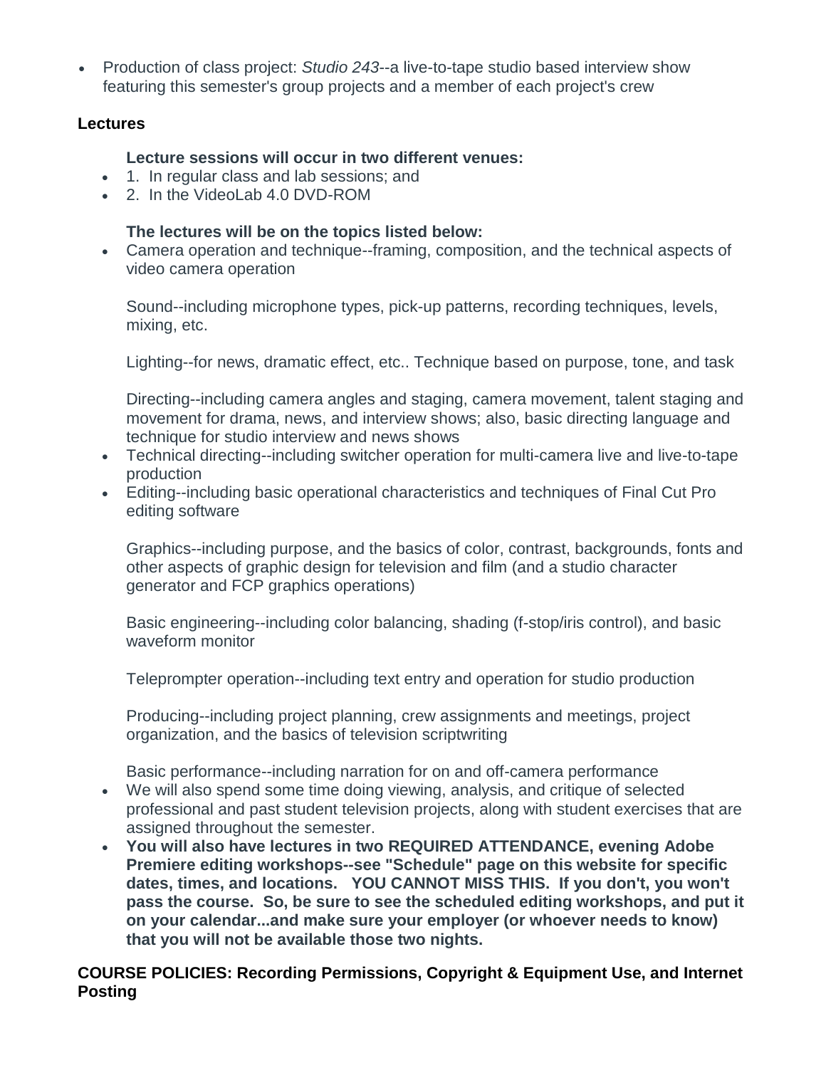- Production of class project: *Studio 243*--a live-to-tape studio based interview show featuring this semester's group projects and a member of each project's crew

**Lectures**

**Lecture sessions will occur in two different venues:**

- 1. In regular class and lab sessions; and
- 2. In the VideoLab 4.0 DVD-ROM

**The lectures will be on the topics listed below:**

- Camera operation and technique--framing, composition, and the technical aspects of video camera operation

  Sound--including microphone types, pick-up patterns, recording techniques, levels, mixing, etc.

  Lighting--for news, dramatic effect, etc.. Technique based on purpose, tone, and task

  Directing--including camera angles and staging, camera movement, talent staging and movement for drama, news, and interview shows; also, basic directing language and technique for studio interview and news shows
- Technical directing--including switcher operation for multi-camera live and live-to-tape production
- Editing--including basic operational characteristics and techniques of Final Cut Pro editing software

  Graphics--including purpose, and the basics of color, contrast, backgrounds, fonts and other aspects of graphic design for television and film (and a studio character generator and FCP graphics operations)

  Basic engineering--including color balancing, shading (f-stop/iris control), and basic waveform monitor

  Teleprompter operation--including text entry and operation for studio production

  Producing--including project planning, crew assignments and meetings, project organization, and the basics of television scriptwriting

  Basic performance--including narration for on and off-camera performance
- We will also spend some time doing viewing, analysis, and critique of selected professional and past student television projects, along with student exercises that are assigned throughout the semester.
- **You will also have lectures in two REQUIRED ATTENDANCE, evening Adobe Premiere editing workshops--see "Schedule" page on this website for specific dates, times, and locations. YOU CANNOT MISS THIS. If you don't, you won't pass the course. So, be sure to see the scheduled editing workshops, and put it on your calendar...and make sure your employer (or whoever needs to know) that you will not be available those two nights.**

**COURSE POLICIES: Recording Permissions, Copyright & Equipment Use, and Internet Posting**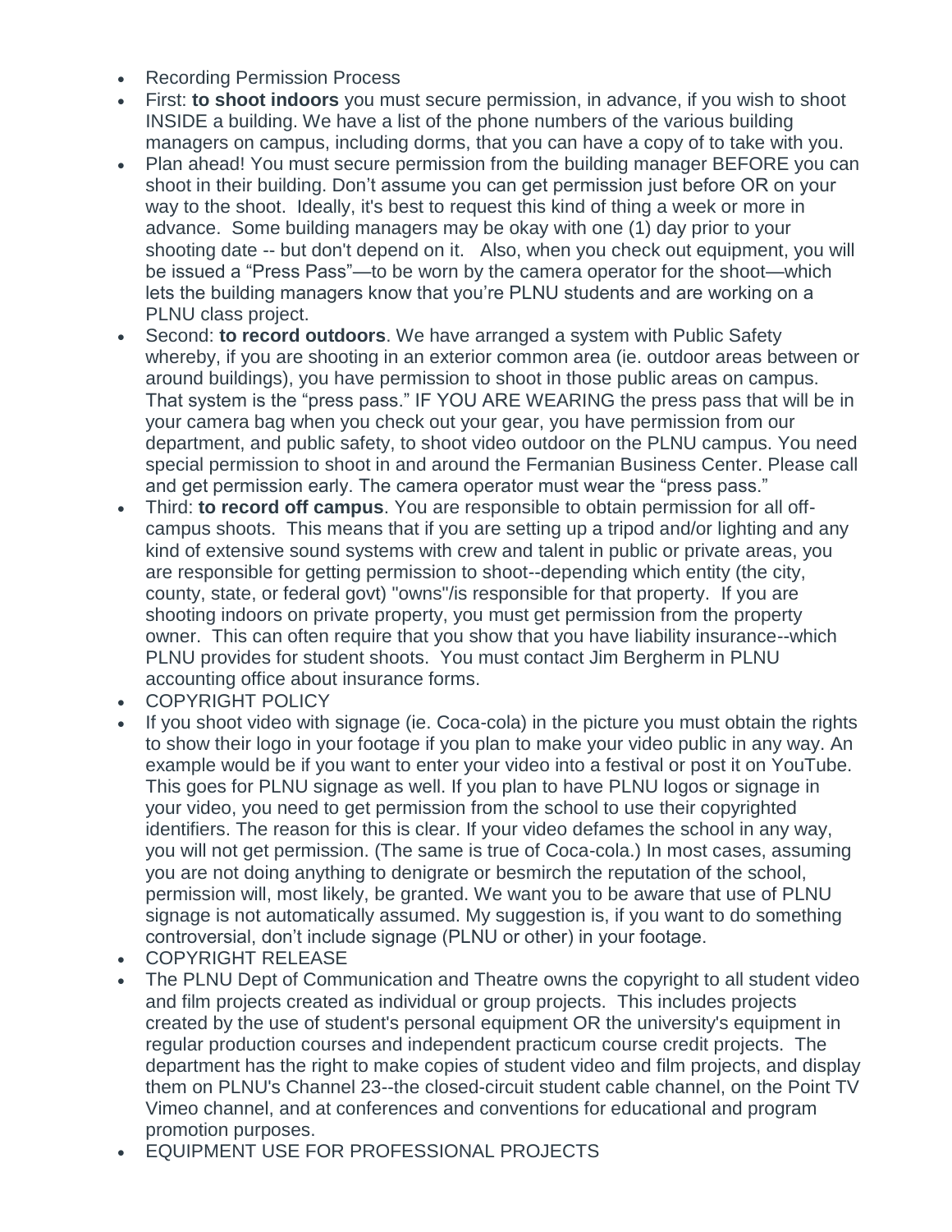- Recording Permission Process
- First: **to shoot indoors** you must secure permission, in advance, if you wish to shoot INSIDE a building. We have a list of the phone numbers of the various building managers on campus, including dorms, that you can have a copy of to take with you.
- Plan ahead! You must secure permission from the building manager BEFORE you can shoot in their building. Don't assume you can get permission just before OR on your way to the shoot. Ideally, it's best to request this kind of thing a week or more in advance. Some building managers may be okay with one (1) day prior to your shooting date -- but don't depend on it. Also, when you check out equipment, you will be issued a "Press Pass"—to be worn by the camera operator for the shoot—which lets the building managers know that you're PLNU students and are working on a PLNU class project.
- Second: **to record outdoors**. We have arranged a system with Public Safety whereby, if you are shooting in an exterior common area (ie. outdoor areas between or around buildings), you have permission to shoot in those public areas on campus. That system is the "press pass." IF YOU ARE WEARING the press pass that will be in your camera bag when you check out your gear, you have permission from our department, and public safety, to shoot video outdoor on the PLNU campus. You need special permission to shoot in and around the Fermanian Business Center. Please call and get permission early. The camera operator must wear the "press pass."
- Third: **to record off campus**. You are responsible to obtain permission for all off-campus shoots. This means that if you are setting up a tripod and/or lighting and any kind of extensive sound systems with crew and talent in public or private areas, you are responsible for getting permission to shoot--depending which entity (the city, county, state, or federal govt) "owns"/is responsible for that property. If you are shooting indoors on private property, you must get permission from the property owner. This can often require that you show that you have liability insurance--which PLNU provides for student shoots. You must contact Jim Bergherm in PLNU accounting office about insurance forms.
- COPYRIGHT POLICY
- If you shoot video with signage (ie. Coca-cola) in the picture you must obtain the rights to show their logo in your footage if you plan to make your video public in any way. An example would be if you want to enter your video into a festival or post it on YouTube. This goes for PLNU signage as well. If you plan to have PLNU logos or signage in your video, you need to get permission from the school to use their copyrighted identifiers. The reason for this is clear. If your video defames the school in any way, you will not get permission. (The same is true of Coca-cola.) In most cases, assuming you are not doing anything to denigrate or besmirch the reputation of the school, permission will, most likely, be granted. We want you to be aware that use of PLNU signage is not automatically assumed. My suggestion is, if you want to do something controversial, don't include signage (PLNU or other) in your footage.
- COPYRIGHT RELEASE
- The PLNU Dept of Communication and Theatre owns the copyright to all student video and film projects created as individual or group projects. This includes projects created by the use of student's personal equipment OR the university's equipment in regular production courses and independent practicum course credit projects. The department has the right to make copies of student video and film projects, and display them on PLNU's Channel 23--the closed-circuit student cable channel, on the Point TV Vimeo channel, and at conferences and conventions for educational and program promotion purposes.
- EQUIPMENT USE FOR PROFESSIONAL PROJECTS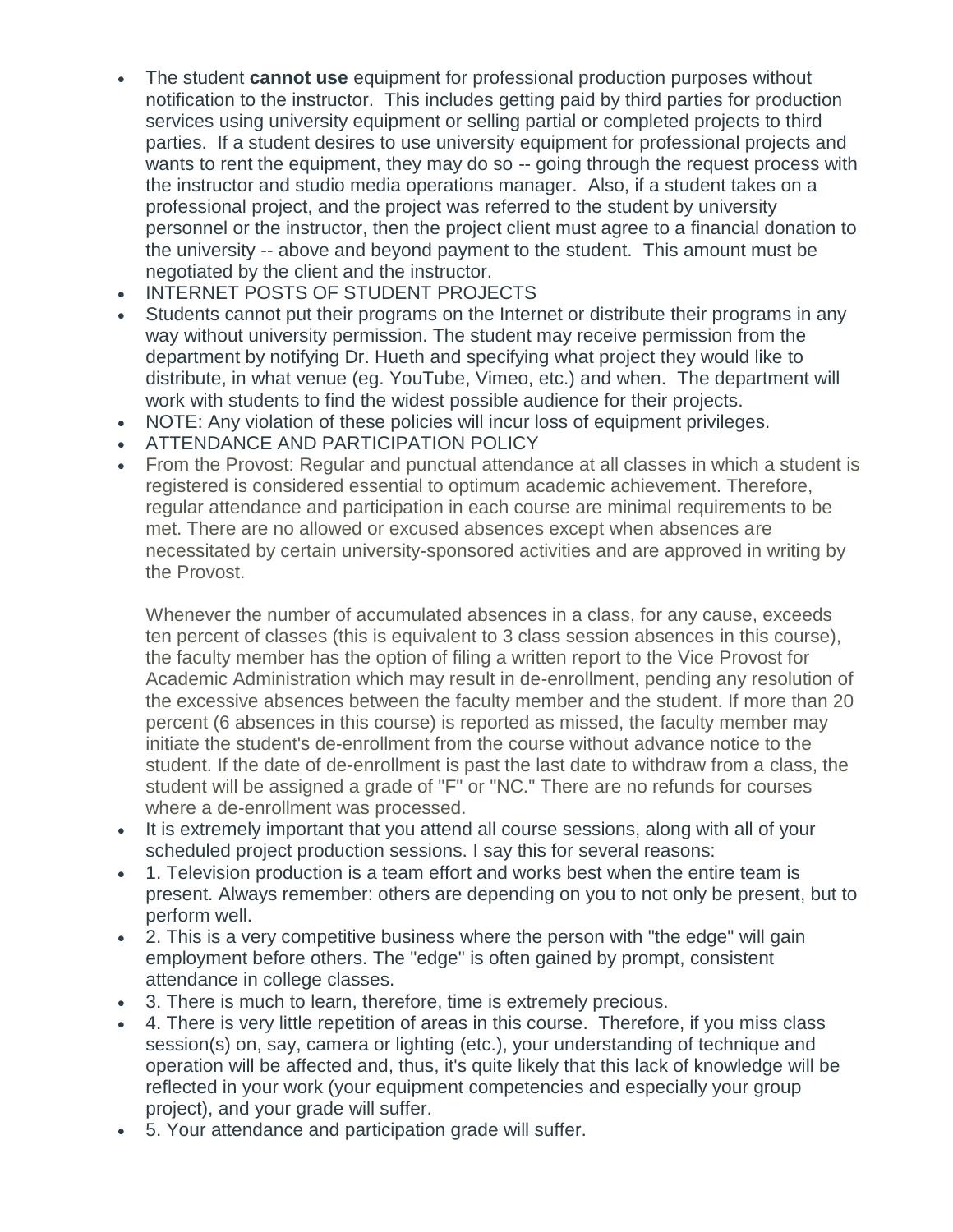- The student **cannot use** equipment for professional production purposes without notification to the instructor. This includes getting paid by third parties for production services using university equipment or selling partial or completed projects to third parties. If a student desires to use university equipment for professional projects and wants to rent the equipment, they may do so -- going through the request process with the instructor and studio media operations manager. Also, if a student takes on a professional project, and the project was referred to the student by university personnel or the instructor, then the project client must agree to a financial donation to the university -- above and beyond payment to the student. This amount must be negotiated by the client and the instructor.
- INTERNET POSTS OF STUDENT PROJECTS
- Students cannot put their programs on the Internet or distribute their programs in any way without university permission. The student may receive permission from the department by notifying Dr. Hueth and specifying what project they would like to distribute, in what venue (eg. YouTube, Vimeo, etc.) and when. The department will work with students to find the widest possible audience for their projects.
- NOTE: Any violation of these policies will incur loss of equipment privileges.
- ATTENDANCE AND PARTICIPATION POLICY
- From the Provost: Regular and punctual attendance at all classes in which a student is registered is considered essential to optimum academic achievement. Therefore, regular attendance and participation in each course are minimal requirements to be met. There are no allowed or excused absences except when absences are necessitated by certain university-sponsored activities and are approved in writing by the Provost.

  Whenever the number of accumulated absences in a class, for any cause, exceeds ten percent of classes (this is equivalent to 3 class session absences in this course), the faculty member has the option of filing a written report to the Vice Provost for Academic Administration which may result in de-enrollment, pending any resolution of the excessive absences between the faculty member and the student. If more than 20 percent (6 absences in this course) is reported as missed, the faculty member may initiate the student's de-enrollment from the course without advance notice to the student. If the date of de-enrollment is past the last date to withdraw from a class, the student will be assigned a grade of "F" or "NC." There are no refunds for courses where a de-enrollment was processed.
- It is extremely important that you attend all course sessions, along with all of your scheduled project production sessions. I say this for several reasons:
- 1. Television production is a team effort and works best when the entire team is present. Always remember: others are depending on you to not only be present, but to perform well.
- 2. This is a very competitive business where the person with "the edge" will gain employment before others. The "edge" is often gained by prompt, consistent attendance in college classes.
- 3. There is much to learn, therefore, time is extremely precious.
- 4. There is very little repetition of areas in this course. Therefore, if you miss class session(s) on, say, camera or lighting (etc.), your understanding of technique and operation will be affected and, thus, it's quite likely that this lack of knowledge will be reflected in your work (your equipment competencies and especially your group project), and your grade will suffer.
- 5. Your attendance and participation grade will suffer.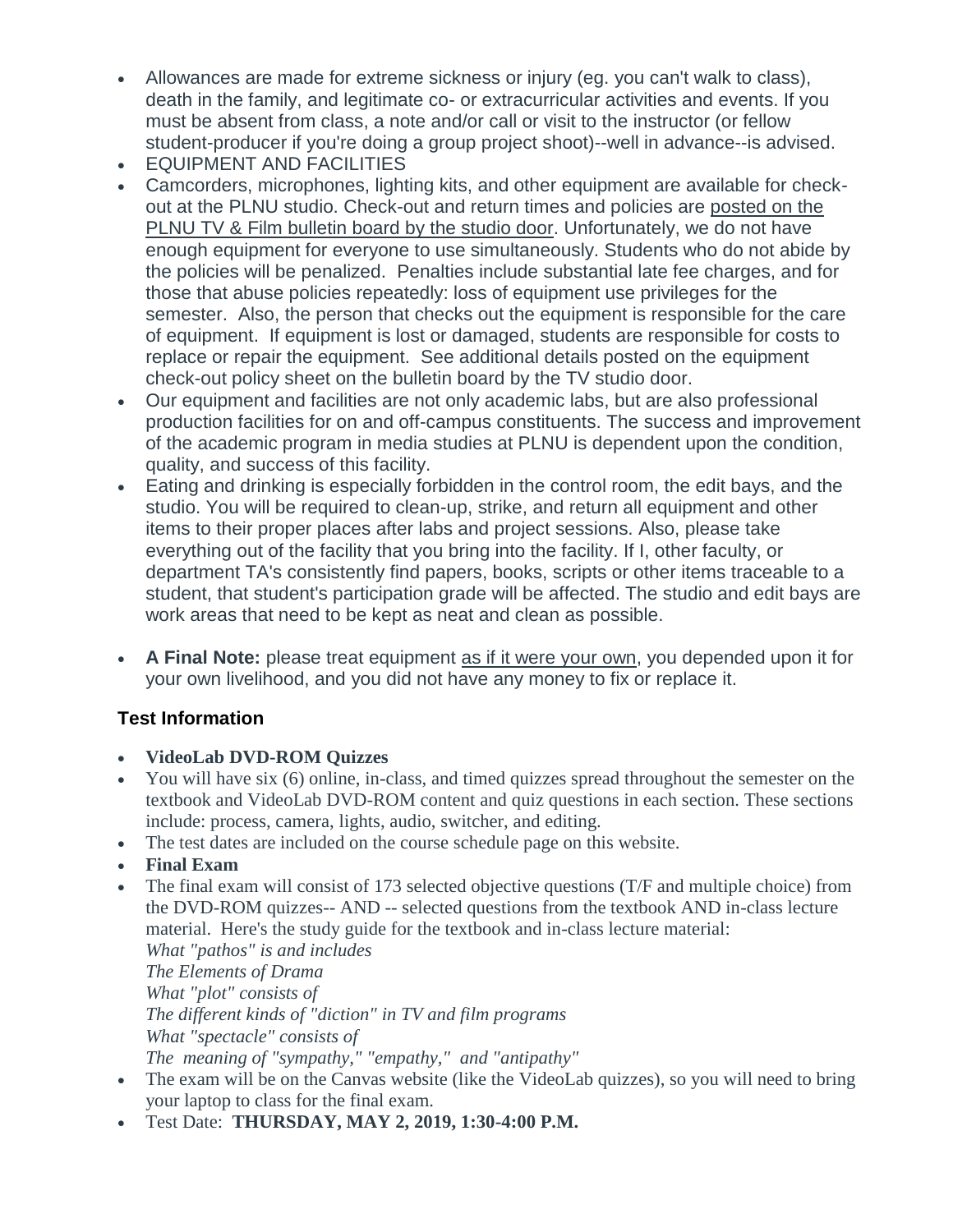- Allowances are made for extreme sickness or injury (eg. you can't walk to class), death in the family, and legitimate co- or extracurricular activities and events. If you must be absent from class, a note and/or call or visit to the instructor (or fellow student-producer if you're doing a group project shoot)--well in advance--is advised.
- EQUIPMENT AND FACILITIES
- Camcorders, microphones, lighting kits, and other equipment are available for check-out at the PLNU studio. Check-out and return times and policies are posted on the PLNU TV & Film bulletin board by the studio door. Unfortunately, we do not have enough equipment for everyone to use simultaneously. Students who do not abide by the policies will be penalized. Penalties include substantial late fee charges, and for those that abuse policies repeatedly: loss of equipment use privileges for the semester. Also, the person that checks out the equipment is responsible for the care of equipment. If equipment is lost or damaged, students are responsible for costs to replace or repair the equipment. See additional details posted on the equipment check-out policy sheet on the bulletin board by the TV studio door.
- Our equipment and facilities are not only academic labs, but are also professional production facilities for on and off-campus constituents. The success and improvement of the academic program in media studies at PLNU is dependent upon the condition, quality, and success of this facility.
- Eating and drinking is especially forbidden in the control room, the edit bays, and the studio. You will be required to clean-up, strike, and return all equipment and other items to their proper places after labs and project sessions. Also, please take everything out of the facility that you bring into the facility. If I, other faculty, or department TA's consistently find papers, books, scripts or other items traceable to a student, that student's participation grade will be affected. The studio and edit bays are work areas that need to be kept as neat and clean as possible.
- **A Final Note:** please treat equipment as if it were your own, you depended upon it for your own livelihood, and you did not have any money to fix or replace it.

### Test Information

- **VideoLab DVD-ROM Quizzes**
- You will have six (6) online, in-class, and timed quizzes spread throughout the semester on the textbook and VideoLab DVD-ROM content and quiz questions in each section. These sections include: process, camera, lights, audio, switcher, and editing.
- The test dates are included on the course schedule page on this website.
- **Final Exam**
- The final exam will consist of 173 selected objective questions (T/F and multiple choice) from the DVD-ROM quizzes-- AND -- selected questions from the textbook AND in-class lecture material. Here's the study guide for the textbook and in-class lecture material:
  *What "pathos" is and includes*
  *The Elements of Drama*
  *What "plot" consists of*
  *The different kinds of "diction" in TV and film programs*
  *What "spectacle" consists of*
  *The meaning of "sympathy," "empathy," and "antipathy"*
- The exam will be on the Canvas website (like the VideoLab quizzes), so you will need to bring your laptop to class for the final exam.
- Test Date: **THURSDAY, MAY 2, 2019, 1:30-4:00 P.M.**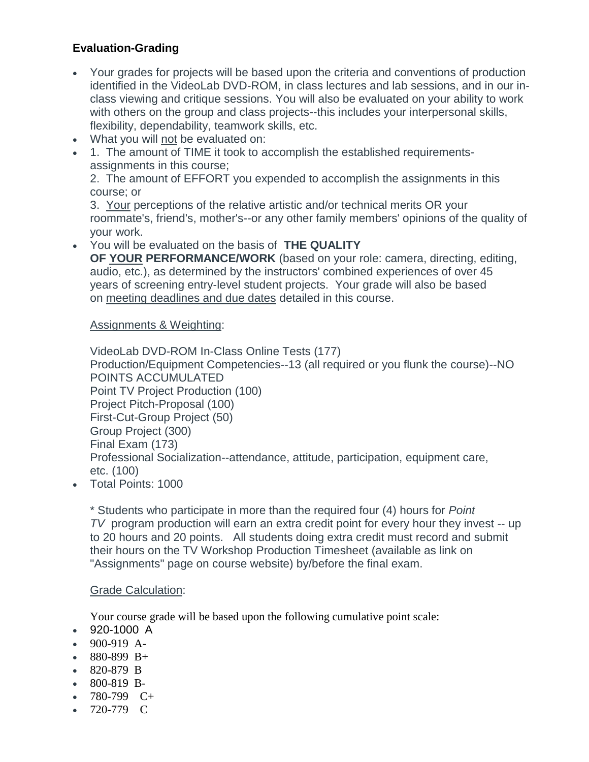**Evaluation-Grading**

- Your grades for projects will be based upon the criteria and conventions of production identified in the VideoLab DVD-ROM, in class lectures and lab sessions, and in our in-class viewing and critique sessions. You will also be evaluated on your ability to work with others on the group and class projects--this includes your interpersonal skills, flexibility, dependability, teamwork skills, etc.
- What you will not be evaluated on:
- 1. The amount of TIME it took to accomplish the established requirements-assignments in this course;

  2. The amount of EFFORT you expended to accomplish the assignments in this course; or

  3. Your perceptions of the relative artistic and/or technical merits OR your roommate's, friend's, mother's--or any other family members' opinions of the quality of your work.
- You will be evaluated on the basis of **THE QUALITY OF YOUR PERFORMANCE/WORK** (based on your role: camera, directing, editing, audio, etc.), as determined by the instructors' combined experiences of over 45 years of screening entry-level student projects. Your grade will also be based on meeting deadlines and due dates detailed in this course.

  Assignments & Weighting:

  VideoLab DVD-ROM In-Class Online Tests (177)
  Production/Equipment Competencies--13 (all required or you flunk the course)--NO POINTS ACCUMULATED
  Point TV Project Production (100)
  Project Pitch-Proposal (100)
  First-Cut-Group Project (50)
  Group Project (300)
  Final Exam (173)
  Professional Socialization--attendance, attitude, participation, equipment care, etc. (100)
- Total Points: 1000

  \* Students who participate in more than the required four (4) hours for *Point TV* program production will earn an extra credit point for every hour they invest -- up to 20 hours and 20 points. All students doing extra credit must record and submit their hours on the TV Workshop Production Timesheet (available as link on "Assignments" page on course website) by/before the final exam.

  Grade Calculation:

  Your course grade will be based upon the following cumulative point scale:
- 920-1000 A
- 900-919 A-
- 880-899 B+
- 820-879 B
- 800-819 B-
- 780-799 C+
- 720-779 C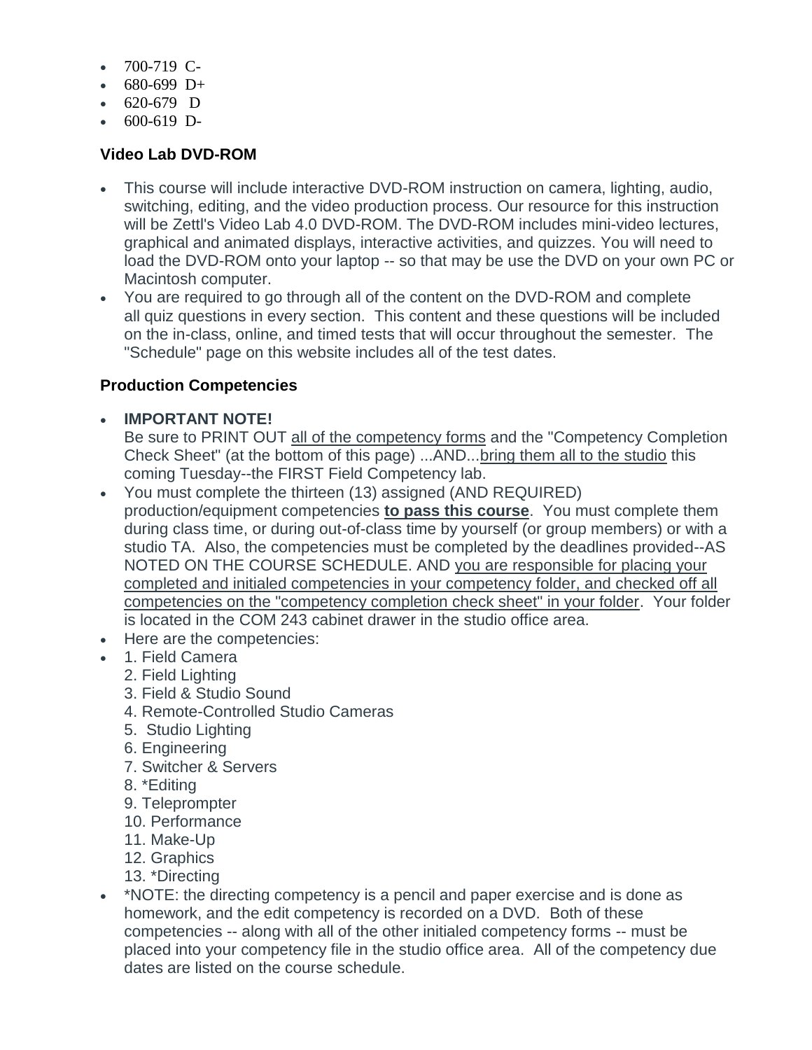- 700-719  C-
- 680-699  D+
- 620-679   D
- 600-619  D-

### Video Lab DVD-ROM

- This course will include interactive DVD-ROM instruction on camera, lighting, audio, switching, editing, and the video production process. Our resource for this instruction will be Zettl's Video Lab 4.0 DVD-ROM. The DVD-ROM includes mini-video lectures, graphical and animated displays, interactive activities, and quizzes. You will need to load the DVD-ROM onto your laptop -- so that may be use the DVD on your own PC or Macintosh computer.
- You are required to go through all of the content on the DVD-ROM and complete all quiz questions in every section.  This content and these questions will be included on the in-class, online, and timed tests that will occur throughout the semester.  The "Schedule" page on this website includes all of the test dates.

### Production Competencies

- **IMPORTANT NOTE!**
  Be sure to PRINT OUT all of the competency forms and the "Competency Completion Check Sheet" (at the bottom of this page) ...AND...bring them all to the studio this coming Tuesday--the FIRST Field Competency lab.
- You must complete the thirteen (13) assigned (AND REQUIRED) production/equipment competencies **to pass this course**.  You must complete them during class time, or during out-of-class time by yourself (or group members) or with a studio TA.  Also, the competencies must be completed by the deadlines provided--AS NOTED ON THE COURSE SCHEDULE. AND you are responsible for placing your completed and initialed competencies in your competency folder, and checked off all competencies on the "competency completion check sheet" in your folder.  Your folder is located in the COM 243 cabinet drawer in the studio office area.
- Here are the competencies:
- 1. Field Camera
  2. Field Lighting
  3. Field & Studio Sound
  4. Remote-Controlled Studio Cameras
  5.  Studio Lighting
  6. Engineering
  7. Switcher & Servers
  8. *Editing
  9. Teleprompter
  10. Performance
  11. Make-Up
  12. Graphics
  13. *Directing
- *NOTE: the directing competency is a pencil and paper exercise and is done as homework, and the edit competency is recorded on a DVD.  Both of these competencies -- along with all of the other initialed competency forms -- must be placed into your competency file in the studio office area.  All of the competency due dates are listed on the course schedule.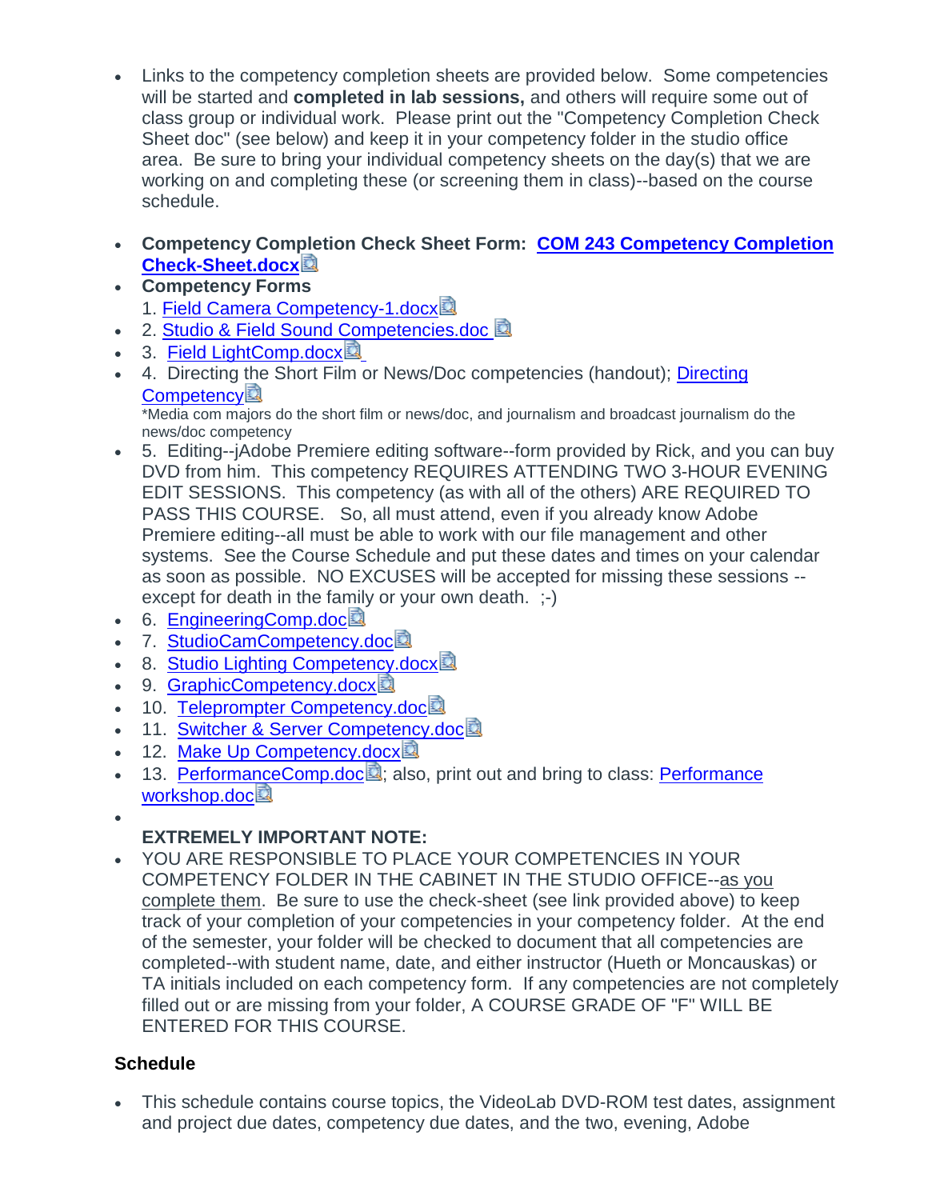- Links to the competency completion sheets are provided below. Some competencies will be started and **completed in lab sessions,** and others will require some out of class group or individual work. Please print out the "Competency Completion Check Sheet doc" (see below) and keep it in your competency folder in the studio office area. Be sure to bring your individual competency sheets on the day(s) that we are working on and completing these (or screening them in class)--based on the course schedule.

- **Competency Completion Check Sheet Form: COM 243 Competency Completion Check-Sheet.docx**
- **Competency Forms**
  1. Field Camera Competency-1.docx
- 2. Studio & Field Sound Competencies.doc
- 3. Field LightComp.docx
- 4. Directing the Short Film or News/Doc competencies (handout); Directing Competency
  *Media com majors do the short film or news/doc, and journalism and broadcast journalism do the news/doc competency
- 5. Editing--jAdobe Premiere editing software--form provided by Rick, and you can buy DVD from him. This competency REQUIRES ATTENDING TWO 3-HOUR EVENING EDIT SESSIONS. This competency (as with all of the others) ARE REQUIRED TO PASS THIS COURSE. So, all must attend, even if you already know Adobe Premiere editing--all must be able to work with our file management and other systems. See the Course Schedule and put these dates and times on your calendar as soon as possible. NO EXCUSES will be accepted for missing these sessions -- except for death in the family or your own death. ;-)
- 6. EngineeringComp.doc
- 7. StudioCamCompetency.doc
- 8. Studio Lighting Competency.docx
- 9. GraphicCompetency.docx
- 10. Teleprompter Competency.doc
- 11. Switcher & Server Competency.doc
- 12. Make Up Competency.docx
- 13. PerformanceComp.doc; also, print out and bring to class: Performance workshop.doc
- 

  **EXTREMELY IMPORTANT NOTE:**
- YOU ARE RESPONSIBLE TO PLACE YOUR COMPETENCIES IN YOUR COMPETENCY FOLDER IN THE CABINET IN THE STUDIO OFFICE--as you complete them. Be sure to use the check-sheet (see link provided above) to keep track of your completion of your competencies in your competency folder. At the end of the semester, your folder will be checked to document that all competencies are completed--with student name, date, and either instructor (Hueth or Moncauskas) or TA initials included on each competency form. If any competencies are not completely filled out or are missing from your folder, A COURSE GRADE OF "F" WILL BE ENTERED FOR THIS COURSE.

### Schedule

- This schedule contains course topics, the VideoLab DVD-ROM test dates, assignment and project due dates, competency due dates, and the two, evening, Adobe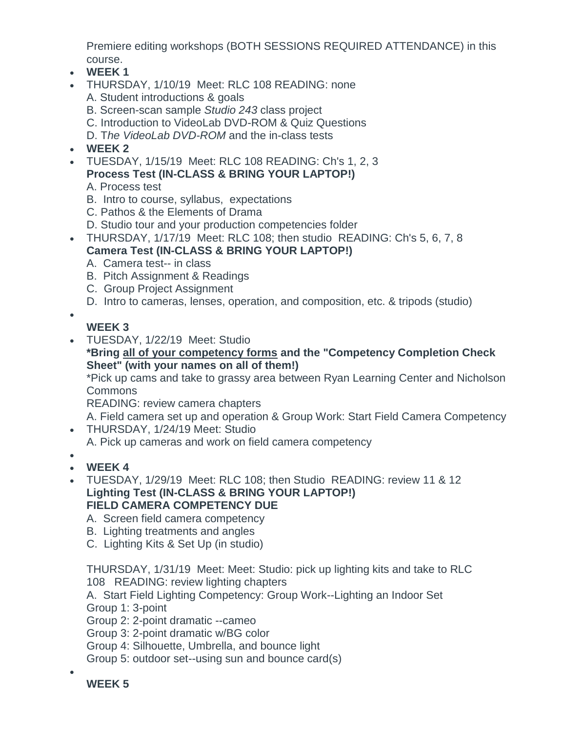Premiere editing workshops (BOTH SESSIONS REQUIRED ATTENDANCE) in this course.

- **WEEK 1**
- THURSDAY, 1/10/19 Meet: RLC 108 READING: none
  A. Student introductions & goals
  B. Screen-scan sample *Studio 243* class project
  C. Introduction to VideoLab DVD-ROM & Quiz Questions
  D. T*he VideoLab DVD-ROM* and the in-class tests
- **WEEK 2**
- TUESDAY, 1/15/19 Meet: RLC 108 READING: Ch's 1, 2, 3
  **Process Test (IN-CLASS & BRING YOUR LAPTOP!)**
  A. Process test
  B. Intro to course, syllabus, expectations
  C. Pathos & the Elements of Drama
  D. Studio tour and your production competencies folder
- THURSDAY, 1/17/19 Meet: RLC 108; then studio READING: Ch's 5, 6, 7, 8
  **Camera Test (IN-CLASS & BRING YOUR LAPTOP!)**
  A. Camera test-- in class
  B. Pitch Assignment & Readings
  C. Group Project Assignment
  D. Intro to cameras, lenses, operation, and composition, etc. & tripods (studio)
- **WEEK 3**
- TUESDAY, 1/22/19 Meet: Studio
  **\*Bring <u>all of your competency forms</u> and the "Competency Completion Check Sheet" (with your names on all of them!)**
  \*Pick up cams and take to grassy area between Ryan Learning Center and Nicholson Commons
  READING: review camera chapters
  A. Field camera set up and operation & Group Work: Start Field Camera Competency
- THURSDAY, 1/24/19 Meet: Studio
  A. Pick up cameras and work on field camera competency
- **WEEK 4**
- TUESDAY, 1/29/19 Meet: RLC 108; then Studio READING: review 11 & 12
  **Lighting Test (IN-CLASS & BRING YOUR LAPTOP!)**
  **FIELD CAMERA COMPETENCY DUE**
  A. Screen field camera competency
  B. Lighting treatments and angles
  C. Lighting Kits & Set Up (in studio)

  THURSDAY, 1/31/19 Meet: Meet: Studio: pick up lighting kits and take to RLC 108 READING: review lighting chapters
  A. Start Field Lighting Competency: Group Work--Lighting an Indoor Set
  Group 1: 3-point
  Group 2: 2-point dramatic --cameo
  Group 3: 2-point dramatic w/BG color
  Group 4: Silhouette, Umbrella, and bounce light
  Group 5: outdoor set--using sun and bounce card(s)
- **WEEK 5**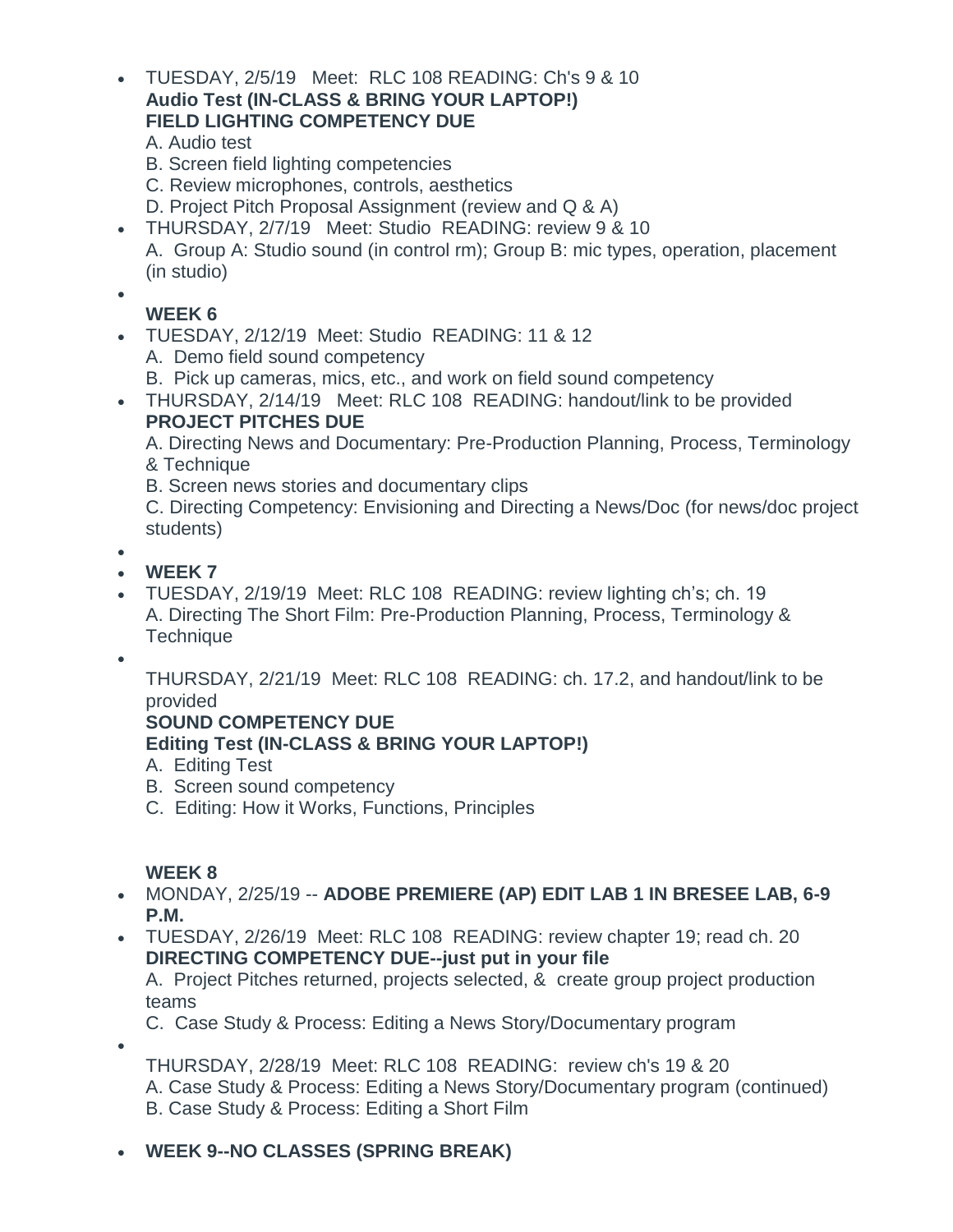- TUESDAY, 2/5/19 Meet: RLC 108 READING: Ch's 9 & 10
  **Audio Test (IN-CLASS & BRING YOUR LAPTOP!)**
  **FIELD LIGHTING COMPETENCY DUE**
  A. Audio test
  B. Screen field lighting competencies
  C. Review microphones, controls, aesthetics
  D. Project Pitch Proposal Assignment (review and Q & A)
- THURSDAY, 2/7/19 Meet: Studio READING: review 9 & 10
  A. Group A: Studio sound (in control rm); Group B: mic types, operation, placement (in studio)
-
  **WEEK 6**
- TUESDAY, 2/12/19 Meet: Studio READING: 11 & 12
  A. Demo field sound competency
  B. Pick up cameras, mics, etc., and work on field sound competency
- THURSDAY, 2/14/19 Meet: RLC 108 READING: handout/link to be provided
  **PROJECT PITCHES DUE**
  A. Directing News and Documentary: Pre-Production Planning, Process, Terminology & Technique
  B. Screen news stories and documentary clips
  C. Directing Competency: Envisioning and Directing a News/Doc (for news/doc project students)
-
- **WEEK 7**
- TUESDAY, 2/19/19 Meet: RLC 108 READING: review lighting ch's; ch. 19
  A. Directing The Short Film: Pre-Production Planning, Process, Terminology & Technique
-
  THURSDAY, 2/21/19 Meet: RLC 108 READING: ch. 17.2, and handout/link to be provided
  **SOUND COMPETENCY DUE**
  **Editing Test (IN-CLASS & BRING YOUR LAPTOP!)**
  A. Editing Test
  B. Screen sound competency
  C. Editing: How it Works, Functions, Principles

  **WEEK 8**
- MONDAY, 2/25/19 -- **ADOBE PREMIERE (AP) EDIT LAB 1 IN BRESEE LAB, 6-9 P.M.**
- TUESDAY, 2/26/19 Meet: RLC 108 READING: review chapter 19; read ch. 20
  **DIRECTING COMPETENCY DUE--just put in your file**
  A. Project Pitches returned, projects selected, & create group project production teams
  C. Case Study & Process: Editing a News Story/Documentary program
-
  THURSDAY, 2/28/19 Meet: RLC 108 READING: review ch's 19 & 20
  A. Case Study & Process: Editing a News Story/Documentary program (continued)
  B. Case Study & Process: Editing a Short Film
- **WEEK 9--NO CLASSES (SPRING BREAK)**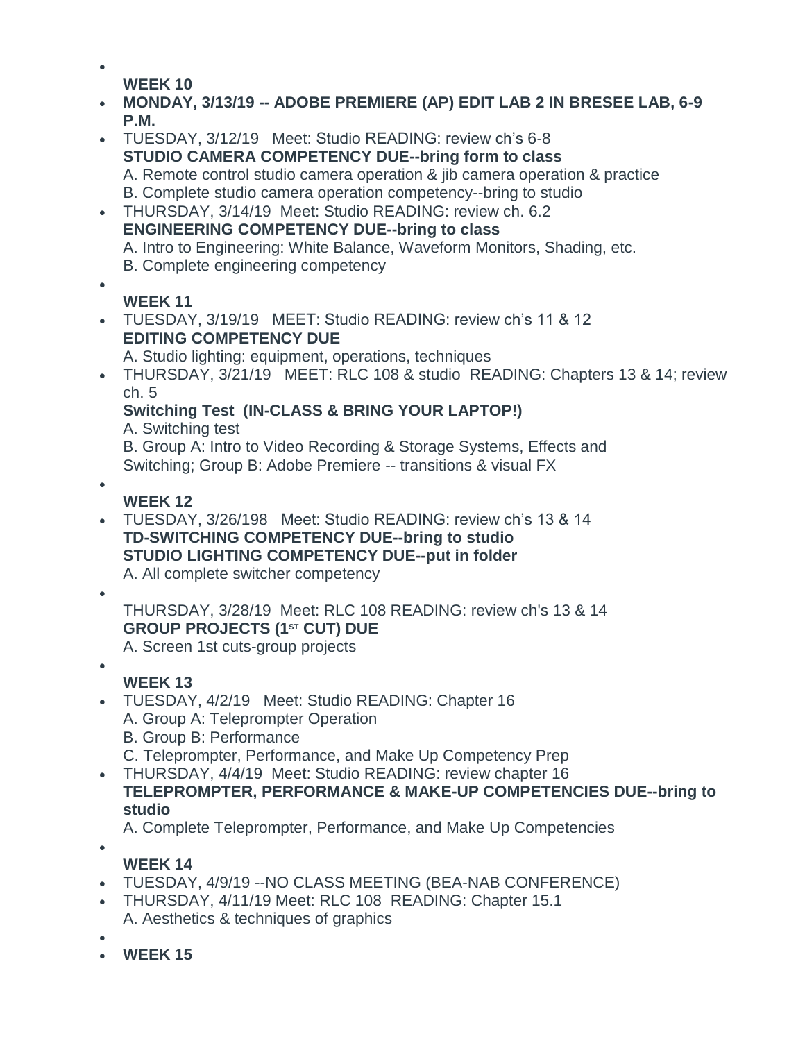- 

  **WEEK 10**
- **MONDAY, 3/13/19 -- ADOBE PREMIERE (AP) EDIT LAB 2 IN BRESEE LAB, 6-9 P.M.**
- TUESDAY, 3/12/19 Meet: Studio READING: review ch's 6-8
  **STUDIO CAMERA COMPETENCY DUE--bring form to class**
  A. Remote control studio camera operation & jib camera operation & practice
  B. Complete studio camera operation competency--bring to studio
- THURSDAY, 3/14/19 Meet: Studio READING: review ch. 6.2
  **ENGINEERING COMPETENCY DUE--bring to class**
  A. Intro to Engineering: White Balance, Waveform Monitors, Shading, etc.
  B. Complete engineering competency
- 

  **WEEK 11**
- TUESDAY, 3/19/19 MEET: Studio READING: review ch's 11 & 12
  **EDITING COMPETENCY DUE**
  A. Studio lighting: equipment, operations, techniques
- THURSDAY, 3/21/19 MEET: RLC 108 & studio READING: Chapters 13 & 14; review ch. 5
  **Switching Test (IN-CLASS & BRING YOUR LAPTOP!)**
  A. Switching test
  B. Group A: Intro to Video Recording & Storage Systems, Effects and Switching; Group B: Adobe Premiere -- transitions & visual FX
- 

  **WEEK 12**
- TUESDAY, 3/26/198 Meet: Studio READING: review ch's 13 & 14
  **TD-SWITCHING COMPETENCY DUE--bring to studio**
  **STUDIO LIGHTING COMPETENCY DUE--put in folder**
  A. All complete switcher competency
- 

  THURSDAY, 3/28/19 Meet: RLC 108 READING: review ch's 13 & 14
  **GROUP PROJECTS (1ST CUT) DUE**
  A. Screen 1st cuts-group projects
- 

  **WEEK 13**
- TUESDAY, 4/2/19 Meet: Studio READING: Chapter 16
  A. Group A: Teleprompter Operation
  B. Group B: Performance
  C. Teleprompter, Performance, and Make Up Competency Prep
- THURSDAY, 4/4/19 Meet: Studio READING: review chapter 16
  **TELEPROMPTER, PERFORMANCE & MAKE-UP COMPETENCIES DUE--bring to studio**
  A. Complete Teleprompter, Performance, and Make Up Competencies
- 

  **WEEK 14**
- TUESDAY, 4/9/19 --NO CLASS MEETING (BEA-NAB CONFERENCE)
- THURSDAY, 4/11/19 Meet: RLC 108 READING: Chapter 15.1
  A. Aesthetics & techniques of graphics
- 
- **WEEK 15**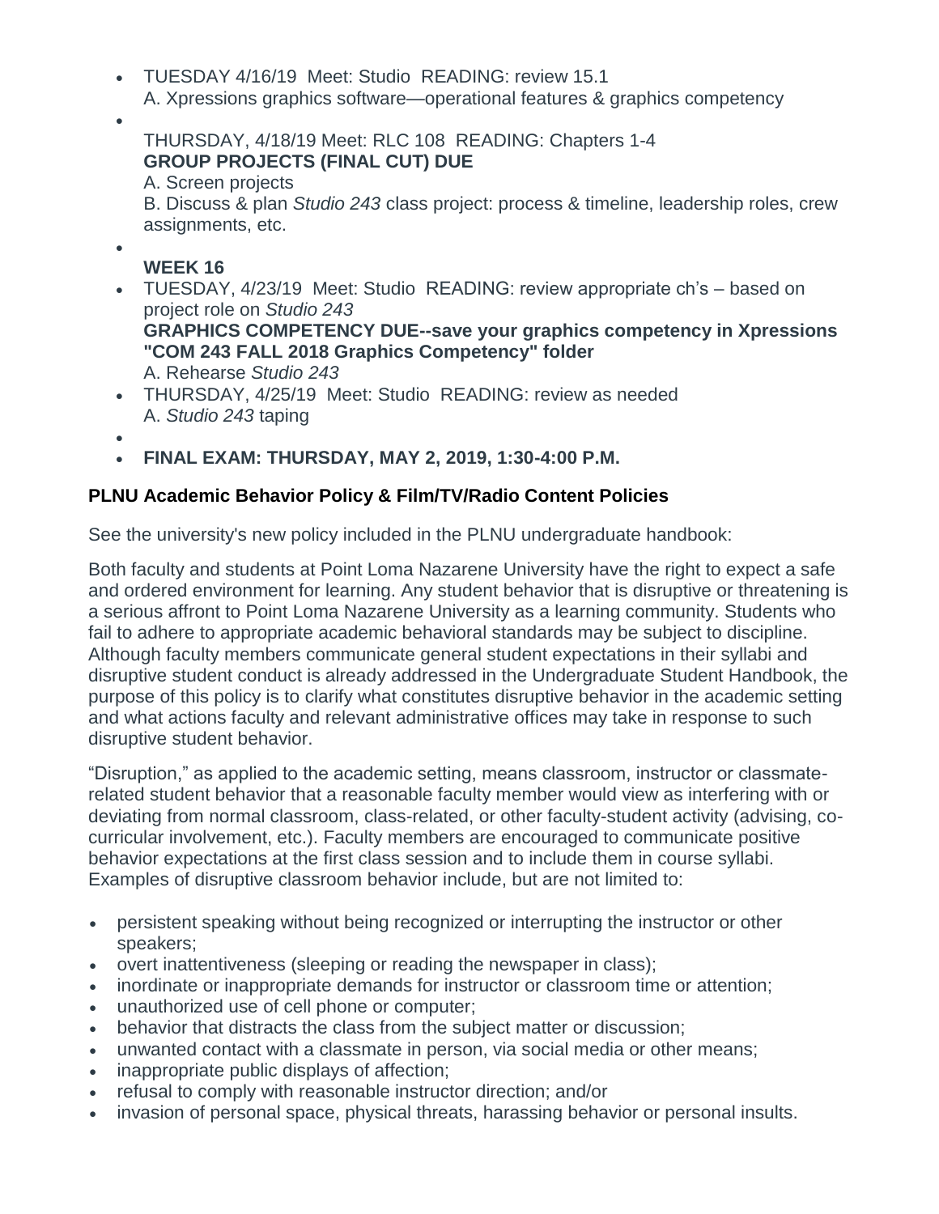- TUESDAY 4/16/19 Meet: Studio READING: review 15.1
  A. Xpressions graphics software—operational features & graphics competency
- THURSDAY, 4/18/19 Meet: RLC 108 READING: Chapters 1-4
  **GROUP PROJECTS (FINAL CUT) DUE**
  A. Screen projects
  B. Discuss & plan *Studio 243* class project: process & timeline, leadership roles, crew assignments, etc.
- **WEEK 16**
- TUESDAY, 4/23/19 Meet: Studio READING: review appropriate ch's – based on project role on *Studio 243*
  **GRAPHICS COMPETENCY DUE--save your graphics competency in Xpressions "COM 243 FALL 2018 Graphics Competency" folder**
  A. Rehearse *Studio 243*
- THURSDAY, 4/25/19 Meet: Studio READING: review as needed
  A. *Studio 243* taping
- **FINAL EXAM: THURSDAY, MAY 2, 2019, 1:30-4:00 P.M.**

### PLNU Academic Behavior Policy & Film/TV/Radio Content Policies

See the university's new policy included in the PLNU undergraduate handbook:

Both faculty and students at Point Loma Nazarene University have the right to expect a safe and ordered environment for learning. Any student behavior that is disruptive or threatening is a serious affront to Point Loma Nazarene University as a learning community. Students who fail to adhere to appropriate academic behavioral standards may be subject to discipline. Although faculty members communicate general student expectations in their syllabi and disruptive student conduct is already addressed in the Undergraduate Student Handbook, the purpose of this policy is to clarify what constitutes disruptive behavior in the academic setting and what actions faculty and relevant administrative offices may take in response to such disruptive student behavior.

"Disruption," as applied to the academic setting, means classroom, instructor or classmate-related student behavior that a reasonable faculty member would view as interfering with or deviating from normal classroom, class-related, or other faculty-student activity (advising, co-curricular involvement, etc.). Faculty members are encouraged to communicate positive behavior expectations at the first class session and to include them in course syllabi. Examples of disruptive classroom behavior include, but are not limited to:

- persistent speaking without being recognized or interrupting the instructor or other speakers;
- overt inattentiveness (sleeping or reading the newspaper in class);
- inordinate or inappropriate demands for instructor or classroom time or attention;
- unauthorized use of cell phone or computer;
- behavior that distracts the class from the subject matter or discussion;
- unwanted contact with a classmate in person, via social media or other means;
- inappropriate public displays of affection;
- refusal to comply with reasonable instructor direction; and/or
- invasion of personal space, physical threats, harassing behavior or personal insults.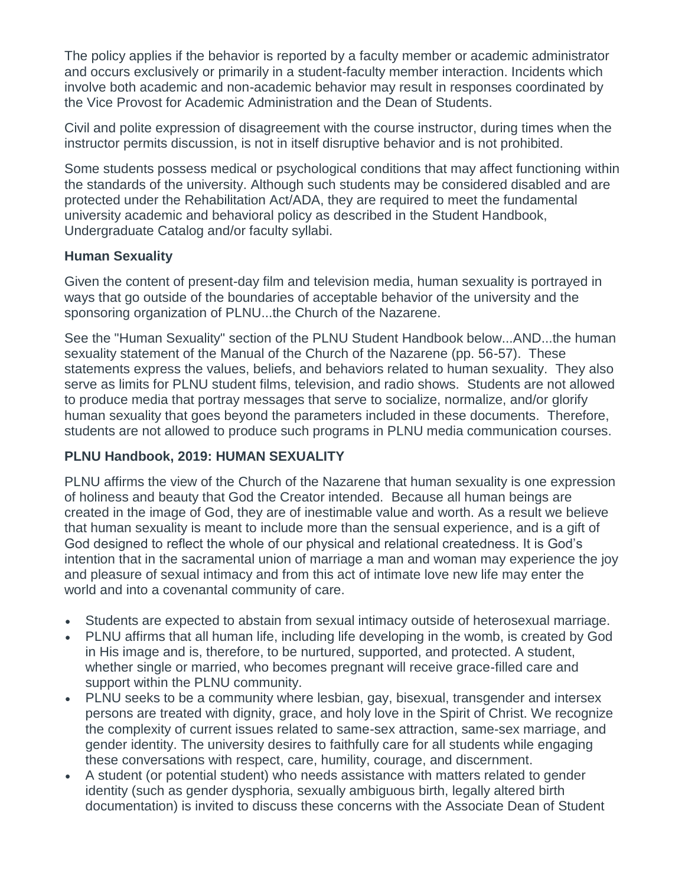The policy applies if the behavior is reported by a faculty member or academic administrator and occurs exclusively or primarily in a student-faculty member interaction. Incidents which involve both academic and non-academic behavior may result in responses coordinated by the Vice Provost for Academic Administration and the Dean of Students.

Civil and polite expression of disagreement with the course instructor, during times when the instructor permits discussion, is not in itself disruptive behavior and is not prohibited.

Some students possess medical or psychological conditions that may affect functioning within the standards of the university. Although such students may be considered disabled and are protected under the Rehabilitation Act/ADA, they are required to meet the fundamental university academic and behavioral policy as described in the Student Handbook, Undergraduate Catalog and/or faculty syllabi.

**Human Sexuality**

Given the content of present-day film and television media, human sexuality is portrayed in ways that go outside of the boundaries of acceptable behavior of the university and the sponsoring organization of PLNU...the Church of the Nazarene.

See the "Human Sexuality" section of the PLNU Student Handbook below...AND...the human sexuality statement of the Manual of the Church of the Nazarene (pp. 56-57). These statements express the values, beliefs, and behaviors related to human sexuality. They also serve as limits for PLNU student films, television, and radio shows. Students are not allowed to produce media that portray messages that serve to socialize, normalize, and/or glorify human sexuality that goes beyond the parameters included in these documents. Therefore, students are not allowed to produce such programs in PLNU media communication courses.

**PLNU Handbook, 2019: HUMAN SEXUALITY**

PLNU affirms the view of the Church of the Nazarene that human sexuality is one expression of holiness and beauty that God the Creator intended. Because all human beings are created in the image of God, they are of inestimable value and worth. As a result we believe that human sexuality is meant to include more than the sensual experience, and is a gift of God designed to reflect the whole of our physical and relational createdness. It is God's intention that in the sacramental union of marriage a man and woman may experience the joy and pleasure of sexual intimacy and from this act of intimate love new life may enter the world and into a covenantal community of care.

- Students are expected to abstain from sexual intimacy outside of heterosexual marriage.
- PLNU affirms that all human life, including life developing in the womb, is created by God in His image and is, therefore, to be nurtured, supported, and protected. A student, whether single or married, who becomes pregnant will receive grace-filled care and support within the PLNU community.
- PLNU seeks to be a community where lesbian, gay, bisexual, transgender and intersex persons are treated with dignity, grace, and holy love in the Spirit of Christ. We recognize the complexity of current issues related to same-sex attraction, same-sex marriage, and gender identity. The university desires to faithfully care for all students while engaging these conversations with respect, care, humility, courage, and discernment.
- A student (or potential student) who needs assistance with matters related to gender identity (such as gender dysphoria, sexually ambiguous birth, legally altered birth documentation) is invited to discuss these concerns with the Associate Dean of Student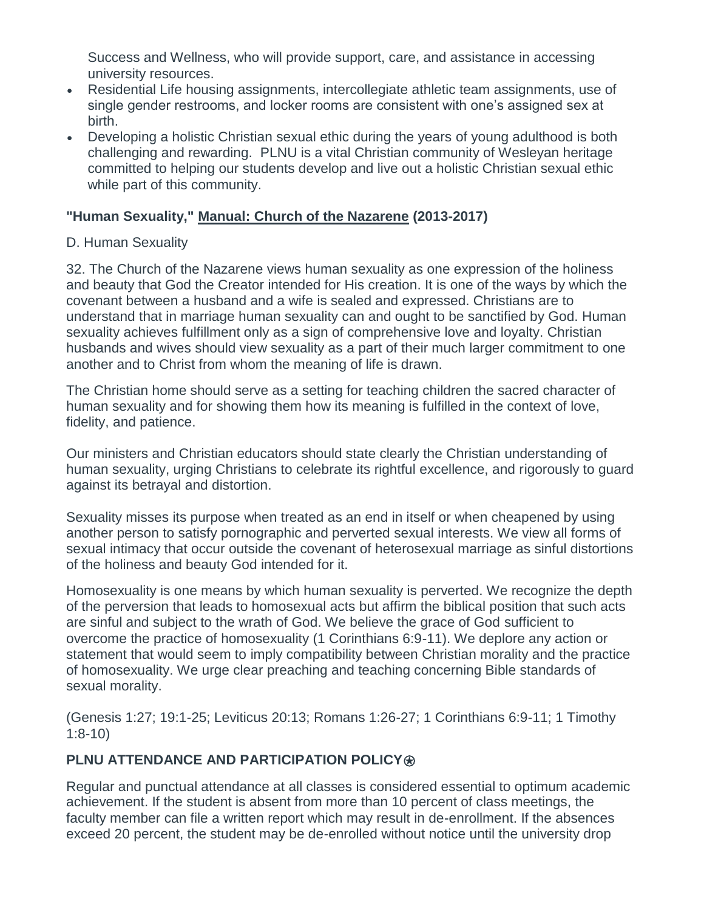Success and Wellness, who will provide support, care, and assistance in accessing university resources.

- Residential Life housing assignments, intercollegiate athletic team assignments, use of single gender restrooms, and locker rooms are consistent with one's assigned sex at birth.
- Developing a holistic Christian sexual ethic during the years of young adulthood is both challenging and rewarding. PLNU is a vital Christian community of Wesleyan heritage committed to helping our students develop and live out a holistic Christian sexual ethic while part of this community.

### "Human Sexuality," Manual: Church of the Nazarene (2013-2017)

D. Human Sexuality

32. The Church of the Nazarene views human sexuality as one expression of the holiness and beauty that God the Creator intended for His creation. It is one of the ways by which the covenant between a husband and a wife is sealed and expressed. Christians are to understand that in marriage human sexuality can and ought to be sanctified by God. Human sexuality achieves fulfillment only as a sign of comprehensive love and loyalty. Christian husbands and wives should view sexuality as a part of their much larger commitment to one another and to Christ from whom the meaning of life is drawn.

The Christian home should serve as a setting for teaching children the sacred character of human sexuality and for showing them how its meaning is fulfilled in the context of love, fidelity, and patience.

Our ministers and Christian educators should state clearly the Christian understanding of human sexuality, urging Christians to celebrate its rightful excellence, and rigorously to guard against its betrayal and distortion.

Sexuality misses its purpose when treated as an end in itself or when cheapened by using another person to satisfy pornographic and perverted sexual interests. We view all forms of sexual intimacy that occur outside the covenant of heterosexual marriage as sinful distortions of the holiness and beauty God intended for it.

Homosexuality is one means by which human sexuality is perverted. We recognize the depth of the perversion that leads to homosexual acts but affirm the biblical position that such acts are sinful and subject to the wrath of God. We believe the grace of God sufficient to overcome the practice of homosexuality (1 Corinthians 6:9-11). We deplore any action or statement that would seem to imply compatibility between Christian morality and the practice of homosexuality. We urge clear preaching and teaching concerning Bible standards of sexual morality.

(Genesis 1:27; 19:1-25; Leviticus 20:13; Romans 1:26-27; 1 Corinthians 6:9-11; 1 Timothy 1:8-10)

### PLNU ATTENDANCE AND PARTICIPATION POLICY⍟

Regular and punctual attendance at all classes is considered essential to optimum academic achievement. If the student is absent from more than 10 percent of class meetings, the faculty member can file a written report which may result in de-enrollment. If the absences exceed 20 percent, the student may be de-enrolled without notice until the university drop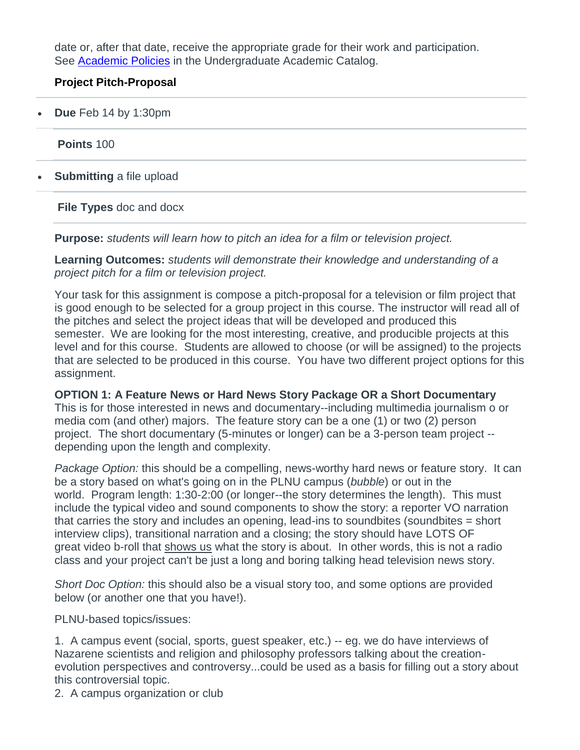date or, after that date, receive the appropriate grade for their work and participation. See [Academic Policies](#) in the Undergraduate Academic Catalog.

**Project Pitch-Proposal**

- **Due** Feb 14 by 1:30pm

**Points** 100

- **Submitting** a file upload

**File Types** doc and docx

**Purpose:** *students will learn how to pitch an idea for a film or television project.*

**Learning Outcomes:** *students will demonstrate their knowledge and understanding of a project pitch for a film or television project.*

Your task for this assignment is compose a pitch-proposal for a television or film project that is good enough to be selected for a group project in this course. The instructor will read all of the pitches and select the project ideas that will be developed and produced this semester. We are looking for the most interesting, creative, and producible projects at this level and for this course. Students are allowed to choose (or will be assigned) to the projects that are selected to be produced in this course. You have two different project options for this assignment.

**OPTION 1: A Feature News or Hard News Story Package OR a Short Documentary**
This is for those interested in news and documentary--including multimedia journalism o or media com (and other) majors. The feature story can be a one (1) or two (2) person project. The short documentary (5-minutes or longer) can be a 3-person team project -- depending upon the length and complexity.

*Package Option:* this should be a compelling, news-worthy hard news or feature story. It can be a story based on what's going on in the PLNU campus (*bubble*) or out in the world. Program length: 1:30-2:00 (or longer--the story determines the length). This must include the typical video and sound components to show the story: a reporter VO narration that carries the story and includes an opening, lead-ins to soundbites (soundbites = short interview clips), transitional narration and a closing; the story should have LOTS OF great video b-roll that <u>shows us</u> what the story is about. In other words, this is not a radio class and your project can't be just a long and boring talking head television news story.

*Short Doc Option:* this should also be a visual story too, and some options are provided below (or another one that you have!).

PLNU-based topics/issues:

1. A campus event (social, sports, guest speaker, etc.) -- eg. we do have interviews of Nazarene scientists and religion and philosophy professors talking about the creation-evolution perspectives and controversy...could be used as a basis for filling out a story about this controversial topic.
2. A campus organization or club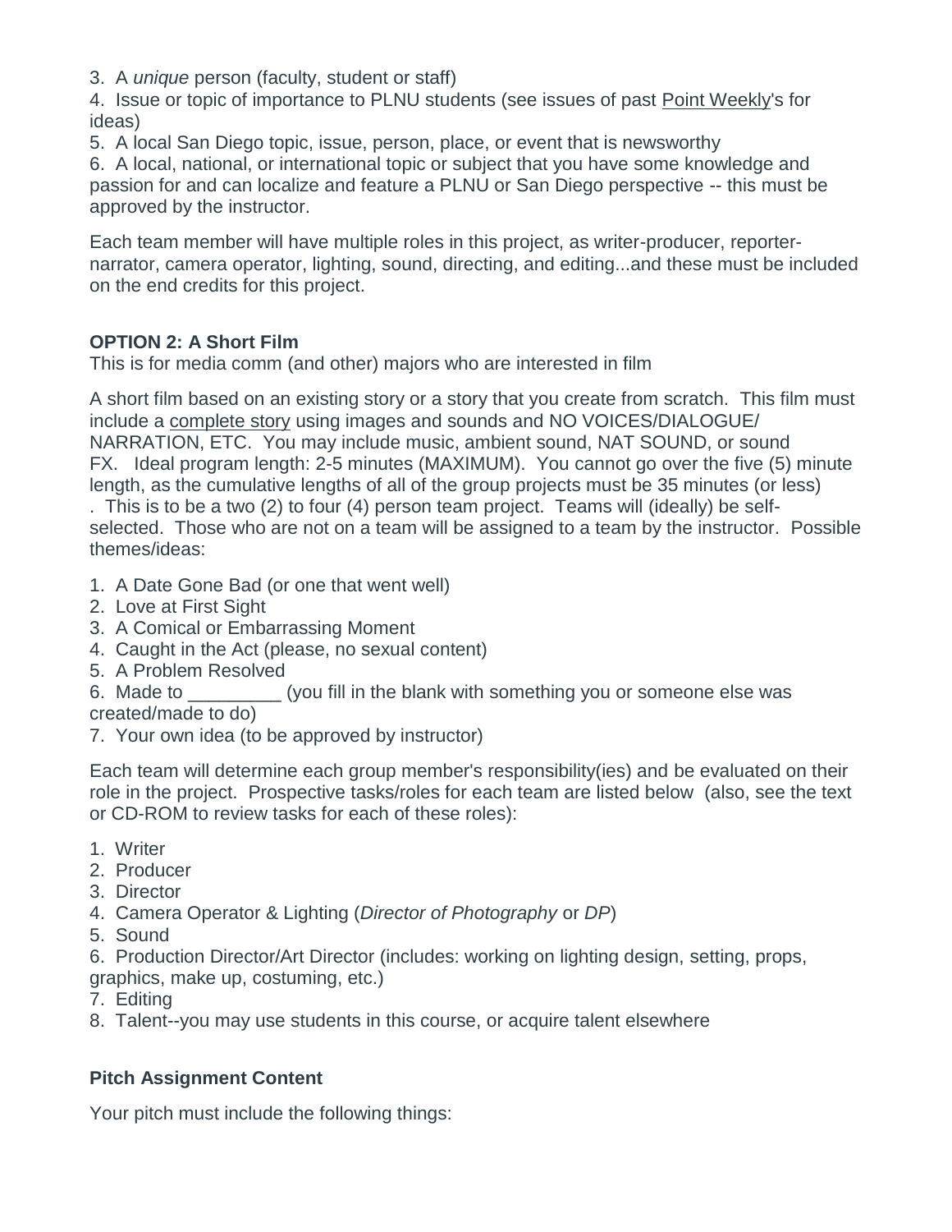3. A *unique* person (faculty, student or staff)
4. Issue or topic of importance to PLNU students (see issues of past Point Weekly's for ideas)
5. A local San Diego topic, issue, person, place, or event that is newsworthy
6. A local, national, or international topic or subject that you have some knowledge and passion for and can localize and feature a PLNU or San Diego perspective -- this must be approved by the instructor.

Each team member will have multiple roles in this project, as writer-producer, reporter-narrator, camera operator, lighting, sound, directing, and editing...and these must be included on the end credits for this project.

**OPTION 2: A Short Film**
This is for media comm (and other) majors who are interested in film

A short film based on an existing story or a story that you create from scratch. This film must include a complete story using images and sounds and NO VOICES/DIALOGUE/ NARRATION, ETC. You may include music, ambient sound, NAT SOUND, or sound FX. Ideal program length: 2-5 minutes (MAXIMUM). You cannot go over the five (5) minute length, as the cumulative lengths of all of the group projects must be 35 minutes (or less) . This is to be a two (2) to four (4) person team project. Teams will (ideally) be self-selected. Those who are not on a team will be assigned to a team by the instructor. Possible themes/ideas:

1. A Date Gone Bad (or one that went well)
2. Love at First Sight
3. A Comical or Embarrassing Moment
4. Caught in the Act (please, no sexual content)
5. A Problem Resolved
6. Made to _________ (you fill in the blank with something you or someone else was created/made to do)
7. Your own idea (to be approved by instructor)

Each team will determine each group member's responsibility(ies) and be evaluated on their role in the project. Prospective tasks/roles for each team are listed below (also, see the text or CD-ROM to review tasks for each of these roles):

1. Writer
2. Producer
3. Director
4. Camera Operator & Lighting (*Director of Photography* or *DP*)
5. Sound
6. Production Director/Art Director (includes: working on lighting design, setting, props, graphics, make up, costuming, etc.)
7. Editing
8. Talent--you may use students in this course, or acquire talent elsewhere

**Pitch Assignment Content**

Your pitch must include the following things: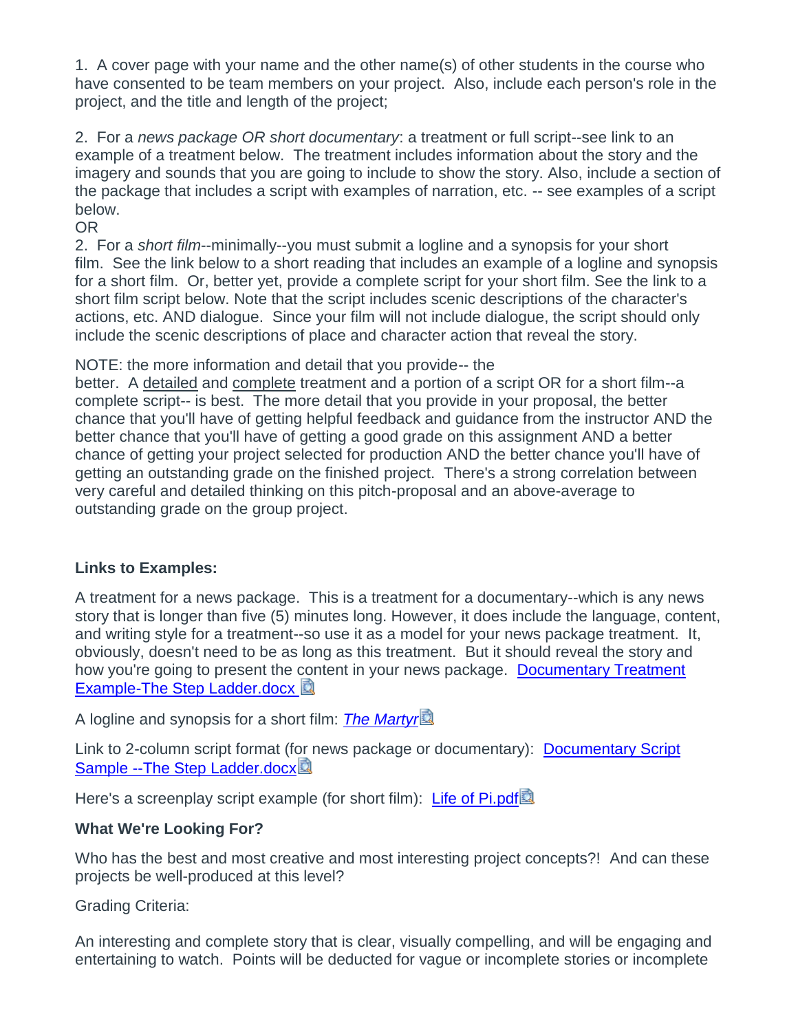1. A cover page with your name and the other name(s) of other students in the course who have consented to be team members on your project. Also, include each person's role in the project, and the title and length of the project;

2. For a *news package OR short documentary*: a treatment or full script--see link to an example of a treatment below. The treatment includes information about the story and the imagery and sounds that you are going to include to show the story. Also, include a section of the package that includes a script with examples of narration, etc. -- see examples of a script below.

OR

2. For a *short film*--minimally--you must submit a logline and a synopsis for your short film. See the link below to a short reading that includes an example of a logline and synopsis for a short film. Or, better yet, provide a complete script for your short film. See the link to a short film script below. Note that the script includes scenic descriptions of the character's actions, etc. AND dialogue. Since your film will not include dialogue, the script should only include the scenic descriptions of place and character action that reveal the story.

NOTE: the more information and detail that you provide-- the better. A detailed and complete treatment and a portion of a script OR for a short film--a complete script-- is best. The more detail that you provide in your proposal, the better chance that you'll have of getting helpful feedback and guidance from the instructor AND the better chance that you'll have of getting a good grade on this assignment AND a better chance of getting your project selected for production AND the better chance you'll have of getting an outstanding grade on the finished project. There's a strong correlation between very careful and detailed thinking on this pitch-proposal and an above-average to outstanding grade on the group project.

**Links to Examples:**

A treatment for a news package. This is a treatment for a documentary--which is any news story that is longer than five (5) minutes long. However, it does include the language, content, and writing style for a treatment--so use it as a model for your news package treatment. It, obviously, doesn't need to be as long as this treatment. But it should reveal the story and how you're going to present the content in your news package. Documentary Treatment Example-The Step Ladder.docx

A logline and synopsis for a short film: *The Martyr*

Link to 2-column script format (for news package or documentary): Documentary Script Sample --The Step Ladder.docx

Here's a screenplay script example (for short film): Life of Pi.pdf

**What We're Looking For?**

Who has the best and most creative and most interesting project concepts?! And can these projects be well-produced at this level?

Grading Criteria:

An interesting and complete story that is clear, visually compelling, and will be engaging and entertaining to watch. Points will be deducted for vague or incomplete stories or incomplete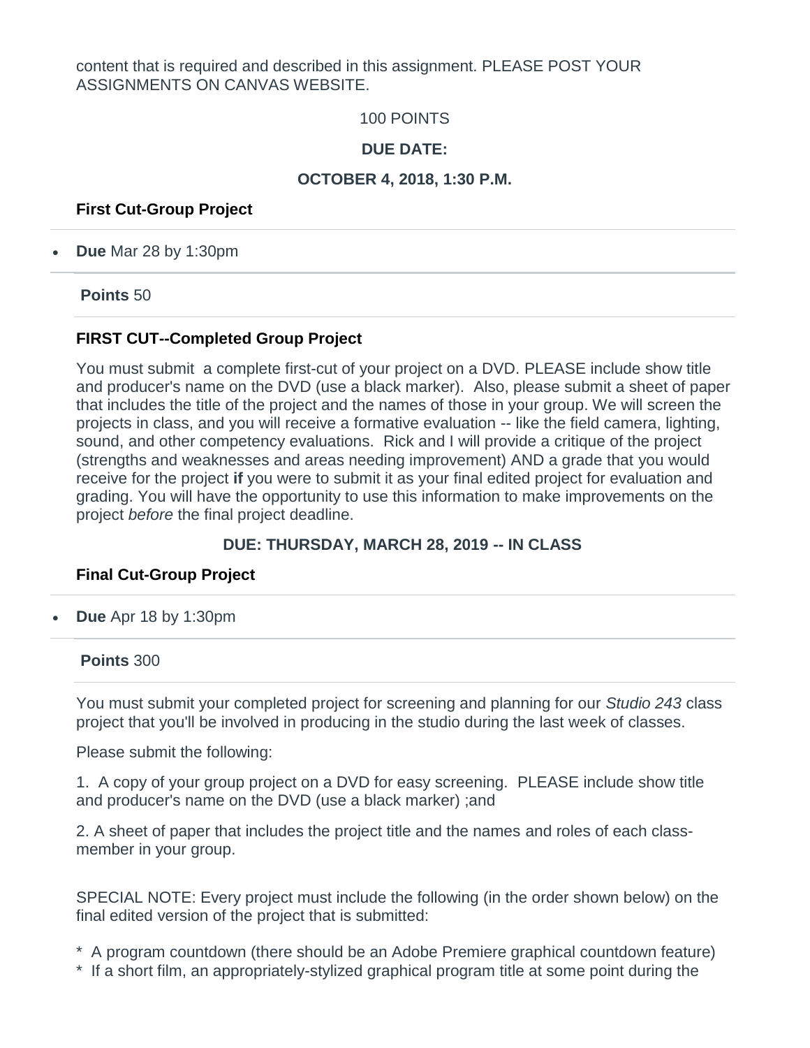content that is required and described in this assignment. PLEASE POST YOUR ASSIGNMENTS ON CANVAS WEBSITE.

100 POINTS

**DUE DATE:**

**OCTOBER 4, 2018, 1:30 P.M.**

### First Cut-Group Project

- **Due** Mar 28 by 1:30pm

**Points** 50

### FIRST CUT--Completed Group Project

You must submit a complete first-cut of your project on a DVD. PLEASE include show title and producer's name on the DVD (use a black marker). Also, please submit a sheet of paper that includes the title of the project and the names of those in your group. We will screen the projects in class, and you will receive a formative evaluation -- like the field camera, lighting, sound, and other competency evaluations. Rick and I will provide a critique of the project (strengths and weaknesses and areas needing improvement) AND a grade that you would receive for the project **if** you were to submit it as your final edited project for evaluation and grading. You will have the opportunity to use this information to make improvements on the project *before* the final project deadline.

**DUE: THURSDAY, MARCH 28, 2019 -- IN CLASS**

### Final Cut-Group Project

- **Due** Apr 18 by 1:30pm

**Points** 300

You must submit your completed project for screening and planning for our *Studio 243* class project that you'll be involved in producing in the studio during the last week of classes.

Please submit the following:

1. A copy of your group project on a DVD for easy screening. PLEASE include show title and producer's name on the DVD (use a black marker) ;and

2. A sheet of paper that includes the project title and the names and roles of each class-member in your group.

SPECIAL NOTE: Every project must include the following (in the order shown below) on the final edited version of the project that is submitted:

\* A program countdown (there should be an Adobe Premiere graphical countdown feature)
\* If a short film, an appropriately-stylized graphical program title at some point during the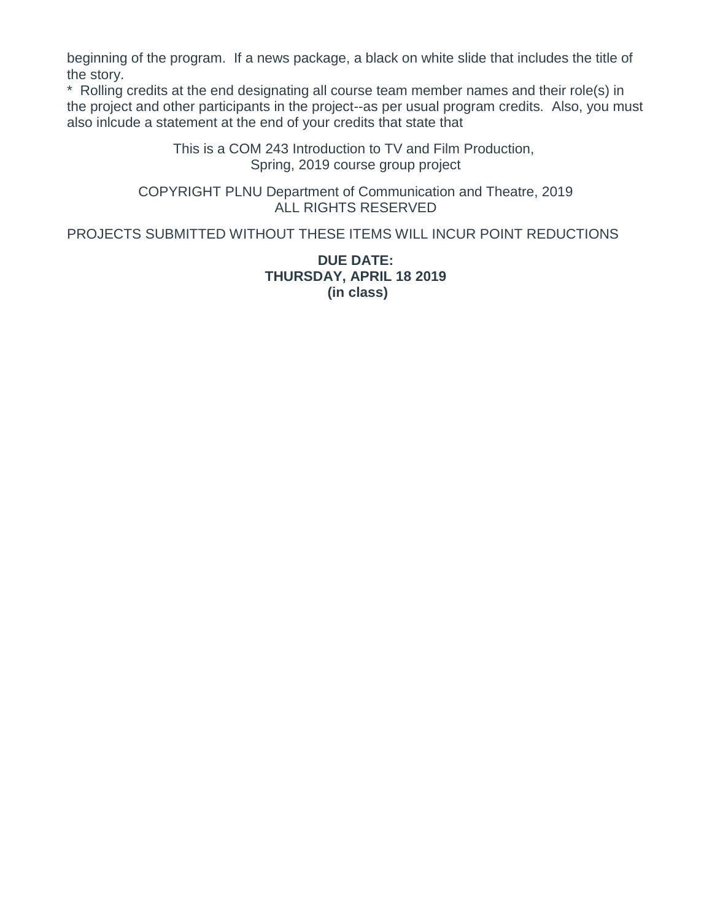beginning of the program.  If a news package, a black on white slide that includes the title of the story.

*  Rolling credits at the end designating all course team member names and their role(s) in the project and other participants in the project--as per usual program credits.  Also, you must also inlcude a statement at the end of your credits that state that

This is a COM 243 Introduction to TV and Film Production,  
Spring, 2019 course group project

COPYRIGHT PLNU Department of Communication and Theatre, 2019  
ALL RIGHTS RESERVED

PROJECTS SUBMITTED WITHOUT THESE ITEMS WILL INCUR POINT REDUCTIONS

**DUE DATE:**  
**THURSDAY, APRIL 18 2019**  
**(in class)**